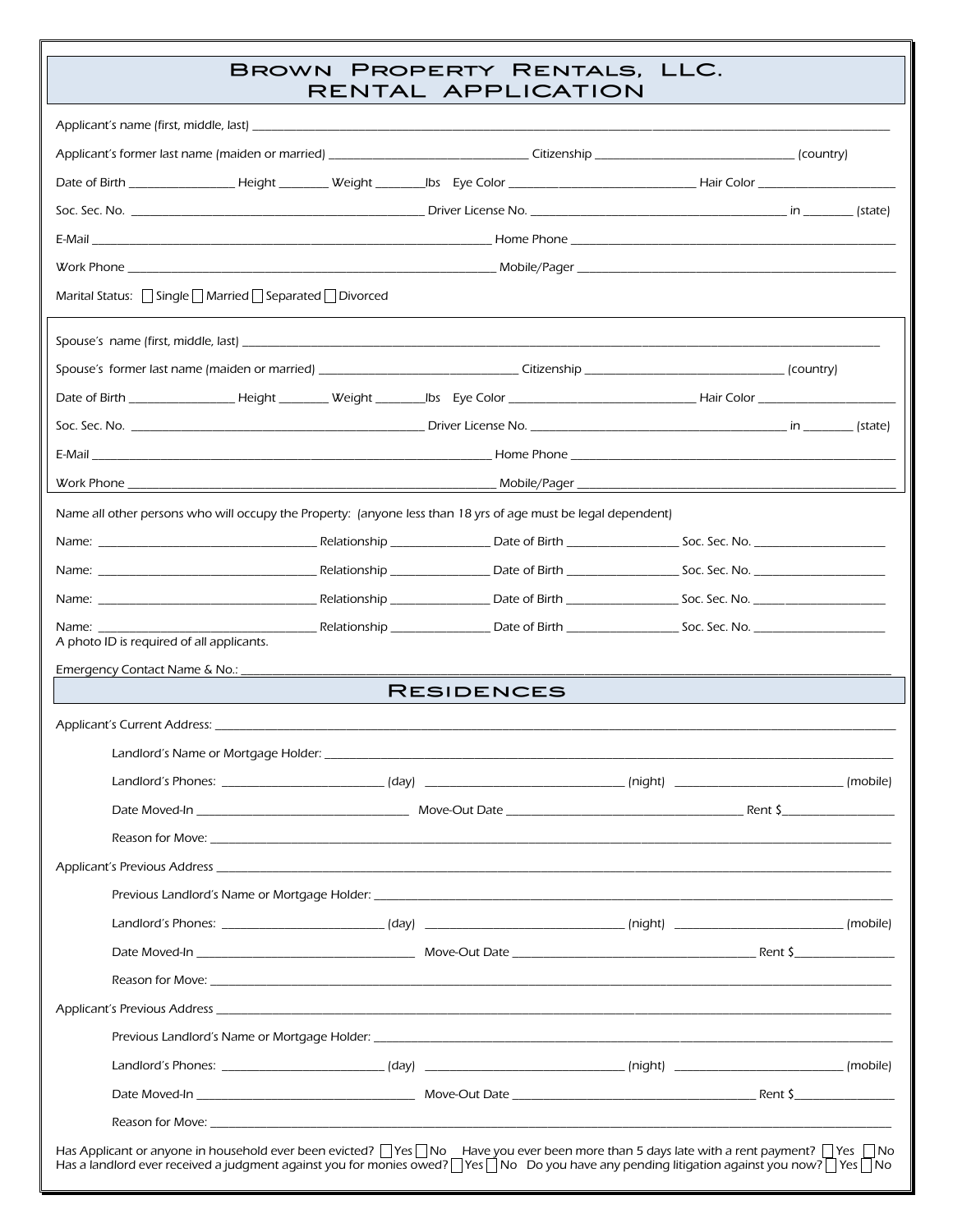# Brown Property Rentals, LLC.
## RENTAL APPLICATION

Applicant's name (first, middle, last) ____________________________________________

Applicant's former last name (maiden or married) ____________________ Citizenship ____________________ (country)

Date of Birth ____________ Height ________ Weight ________lbs Eye Color ____________________ Hair Color ________________

Soc. Sec. No. ______________________________ Driver License No. ______________________________ in ________ (state)

E-Mail ______________________________________ Home Phone ______________________________________

Work Phone ______________________________________ Mobile/Pager ______________________________________

Marital Status: ☐ Single ☐ Married ☐ Separated ☐ Divorced

Spouse's name (first, middle, last) ____________________________________________

Spouse's former last name (maiden or married) ____________________ Citizenship ____________________ (country)

Date of Birth ____________ Height ________ Weight ________lbs Eye Color ____________________ Hair Color ________________

Soc. Sec. No. ______________________________ Driver License No. ______________________________ in ________ (state)

E-Mail ______________________________________ Home Phone ______________________________________

Work Phone ______________________________________ Mobile/Pager ______________________________________

Name all other persons who will occupy the Property: (anyone less than 18 yrs of age must be legal dependent)

Name: ______________________ Relationship ____________ Date of Birth ____________ Soc. Sec. No. ______________

Name: ______________________ Relationship ____________ Date of Birth ____________ Soc. Sec. No. ______________

Name: ______________________ Relationship ____________ Date of Birth ____________ Soc. Sec. No. ______________

Name: ______________________ Relationship ____________ Date of Birth ____________ Soc. Sec. No. ______________

A photo ID is required of all applicants.

Emergency Contact Name & No.: ____________________________________________

## Residences

Applicant's Current Address: ____________________________________________

Landlord's Name or Mortgage Holder: ____________________________________________

Landlord's Phones: ________________ (day) ________________ (night) ________________ (mobile)

Date Moved-In ____________________ Move-Out Date ____________________ Rent $____________

Reason for Move: ____________________________________________

Applicant's Previous Address ____________________________________________

Previous Landlord's Name or Mortgage Holder: ____________________________________________

Landlord's Phones: ________________ (day) ________________ (night) ________________ (mobile)

Date Moved-In ____________________ Move-Out Date ____________________ Rent $____________

Reason for Move: ____________________________________________

Applicant's Previous Address ____________________________________________

Previous Landlord's Name or Mortgage Holder: ____________________________________________

Landlord's Phones: ________________ (day) ________________ (night) ________________ (mobile)

Date Moved-In ____________________ Move-Out Date ____________________ Rent $____________

Reason for Move: ____________________________________________

Has Applicant or anyone in household ever been evicted? ☐ Yes ☐ No Have you ever been more than 5 days late with a rent payment? ☐ Yes ☐ No

Has a landlord ever received a judgment against you for monies owed? ☐ Yes ☐ No Do you have any pending litigation against you now? ☐ Yes ☐ No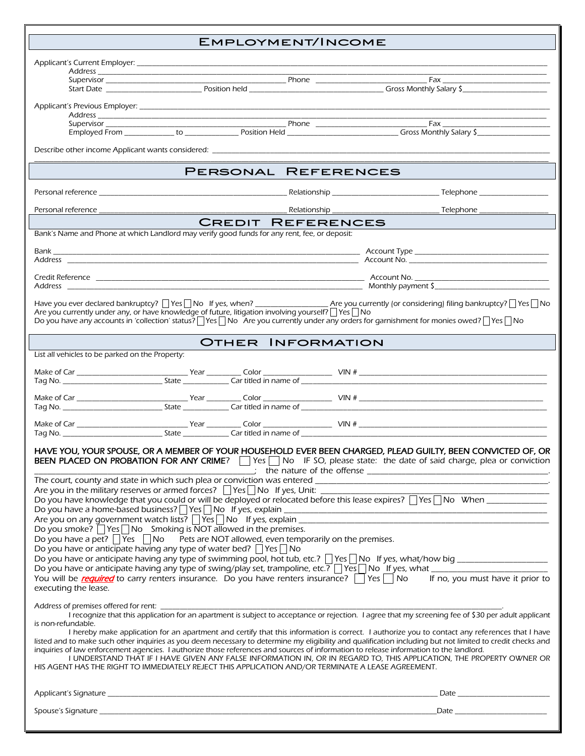## Employment/Income

Applicant's Current Employer: ____________________

Address ____________________

Supervisor ____________________ Phone ____________________ Fax ____________________

Start Date ____________________ Position held ____________________ Gross Monthly Salary $____________________

Applicant's Previous Employer: ____________________

Address ____________________

Supervisor ____________________ Phone ____________________ Fax ____________________

Employed From ____________ to ____________ Position Held ____________________ Gross Monthly Salary $____________________

Describe other income Applicant wants considered: ____________________

____________________

## Personal References

Personal reference ____________________ Relationship ____________________ Telephone ____________________

Personal reference ____________________ Relationship ____________________ Telephone ____________________

## Credit References

Bank's Name and Phone at which Landlord may verify good funds for any rent, fee, or deposit:

Bank ____________________ Account Type ____________________

Address ____________________ Account No. ____________________

Credit Reference ____________________ Account No. ____________________

Address ____________________ Monthly payment $____________________

Have you ever declared bankruptcy? ☐ Yes ☐ No If yes, when? ____________ Are you currently (or considering) filing bankruptcy? ☐ Yes ☐ No

Are you currently under any, or have knowledge of future, litigation involving yourself? ☐ Yes ☐ No

Do you have any accounts in 'collection' status? ☐ Yes ☐ No Are you currently under any orders for garnishment for monies owed? ☐ Yes ☐ No

## Other Information

List all vehicles to be parked on the Property:

Make of Car ____________________ Year ________ Color ____________ VIN # ____________________

Tag No. ____________________ State ____________ Car titled in name of ____________________

Make of Car ____________________ Year ________ Color ____________ VIN # ____________________

Tag No. ____________________ State ____________ Car titled in name of ____________________

Make of Car ____________________ Year ________ Color ____________ VIN # ____________________

Tag No. ____________________ State ____________ Car titled in name of ____________________

**HAVE YOU, YOUR SPOUSE, OR A MEMBER OF YOUR HOUSEHOLD EVER BEEN CHARGED, PLEAD GUILTY, BEEN CONVICTED OF, OR BEEN PLACED ON PROBATION FOR ANY CRIME**? ☐ Yes ☐ No IF SO, please state: the date of said charge, plea or conviction ____________________; the nature of the offense ____________________.

The court, county and state in which such plea or conviction was entered ____________________.

Are you in the military reserves or armed forces? ☐ Yes ☐ No If yes, Unit: ____________________

Do you have knowledge that you could or will be deployed or relocated before this lease expires? ☐ Yes ☐ No When ____________

Do you have a home-based business? ☐ Yes ☐ No If yes, explain ____________________

Are you on any government watch lists? ☐ Yes ☐ No If yes, explain ____________________

Do you smoke? ☐ Yes ☐ No Smoking is NOT allowed in the premises.

Do you have a pet? ☐ Yes ☐ No Pets are NOT allowed, even temporarily on the premises.

Do you have or anticipate having any type of water bed? ☐ Yes ☐ No

Do you have or anticipate having any type of swimming pool, hot tub, etc.? ☐ Yes ☐ No If yes, what/how big ____________________

Do you have or anticipate having any type of swing/play set, trampoline, etc.? ☐ Yes ☐ No If yes, what ____________________

You will be ***required*** to carry renters insurance. Do you have renters insurance? ☐ Yes ☐ No If no, you must have it prior to executing the lease.

Address of premises offered for rent: ____________________.

I recognize that this application for an apartment is subject to acceptance or rejection. I agree that my screening fee of $30 per adult applicant is non-refundable.

I hereby make application for an apartment and certify that this information is correct. I authorize you to contact any references that I have listed and to make such other inquiries as you deem necessary to determine my eligibility and qualification including but not limited to credit checks and inquiries of law enforcement agencies. I authorize those references and sources of information to release information to the landlord.

I UNDERSTAND THAT IF I HAVE GIVEN ANY FALSE INFORMATION IN, OR IN REGARD TO, THIS APPLICATION, THE PROPERTY OWNER OR HIS AGENT HAS THE RIGHT TO IMMEDIATELY REJECT THIS APPLICATION AND/OR TERMINATE A LEASE AGREEMENT.

Applicant's Signature ____________________ Date ____________________

Spouse's Signature ____________________ Date ____________________